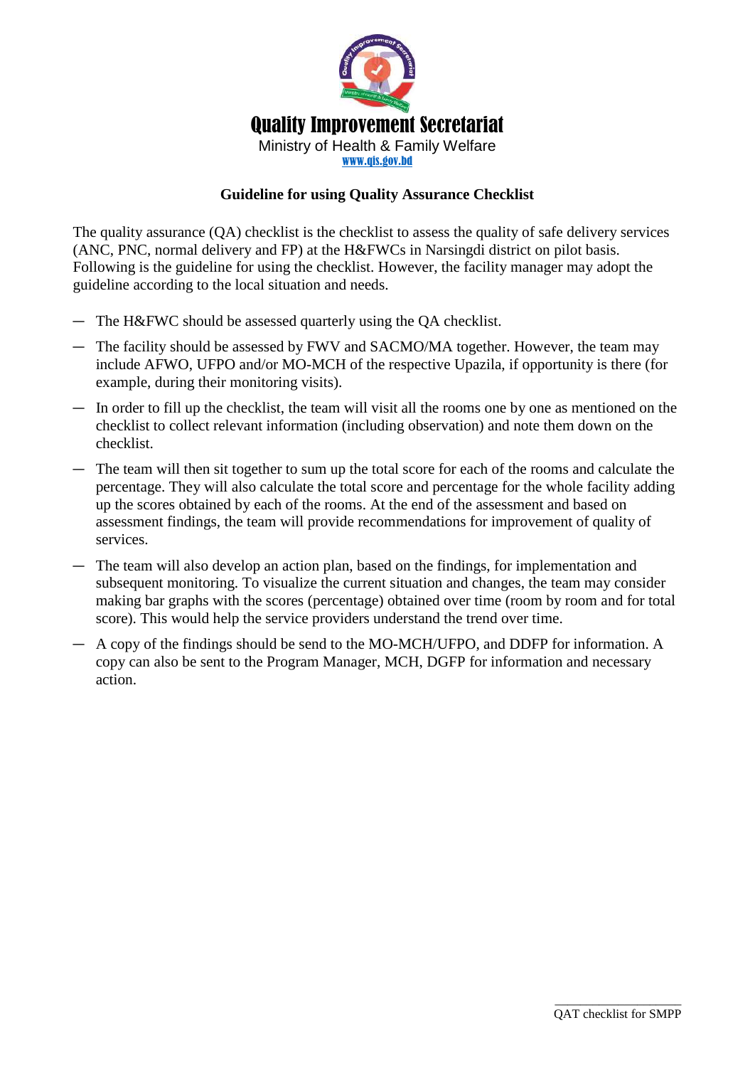# Quality Improvement Secretariat

Ministry of Health & Family Welfare

www.qis.gov.bd

## Guideline for using Quality Assurance Checklist

The quality assurance (QA) checklist is the checklist to assess the quality of safe delivery services (ANC, PNC, normal delivery and FP) at the H&FWCs in Narsingdi district on pilot basis. Following is the guideline for using the checklist. However, the facility manager may adopt the guideline according to the local situation and needs.

- The H&FWC should be assessed quarterly using the QA checklist.
- The facility should be assessed by FWV and SACMO/MA together. However, the team may include AFWO, UFPO and/or MO-MCH of the respective Upazila, if opportunity is there (for example, during their monitoring visits).
- In order to fill up the checklist, the team will visit all the rooms one by one as mentioned on the checklist to collect relevant information (including observation) and note them down on the checklist.
- The team will then sit together to sum up the total score for each of the rooms and calculate the percentage. They will also calculate the total score and percentage for the whole facility adding up the scores obtained by each of the rooms. At the end of the assessment and based on assessment findings, the team will provide recommendations for improvement of quality of services.
- The team will also develop an action plan, based on the findings, for implementation and subsequent monitoring. To visualize the current situation and changes, the team may consider making bar graphs with the scores (percentage) obtained over time (room by room and for total score). This would help the service providers understand the trend over time.
- A copy of the findings should be send to the MO-MCH/UFPO, and DDFP for information. A copy can also be sent to the Program Manager, MCH, DGFP for information and necessary action.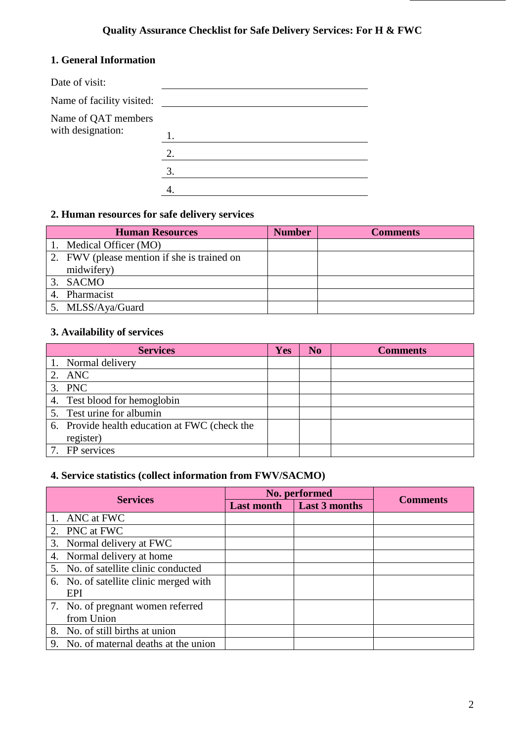**Quality Assurance Checklist for Safe Delivery Services: For H & FWC**

## 1. General Information

Date of visit: ______________________________

Name of facility visited: ______________________________

Name of QAT members with designation:

1. ______________________________
2. ______________________________
3. ______________________________
4. ______________________________

## 2. Human resources for safe delivery services

| Human Resources | Number | Comments |
|---|---|---|
| 1. Medical Officer (MO) | | |
| 2. FWV (please mention if she is trained on midwifery) | | |
| 3. SACMO | | |
| 4. Pharmacist | | |
| 5. MLSS/Aya/Guard | | |

## 3. Availability of services

| Services | Yes | No | Comments |
|---|---|---|---|
| 1. Normal delivery | | | |
| 2. ANC | | | |
| 3. PNC | | | |
| 4. Test blood for hemoglobin | | | |
| 5. Test urine for albumin | | | |
| 6. Provide health education at FWC (check the register) | | | |
| 7. FP services | | | |

## 4. Service statistics (collect information from FWV/SACMO)

| Services | No. performed | | Comments |
|---|---|---|---|
| | Last month | Last 3 months | |
| 1. ANC at FWC | | | |
| 2. PNC at FWC | | | |
| 3. Normal delivery at FWC | | | |
| 4. Normal delivery at home | | | |
| 5. No. of satellite clinic conducted | | | |
| 6. No. of satellite clinic merged with EPI | | | |
| 7. No. of pregnant women referred from Union | | | |
| 8. No. of still births at union | | | |
| 9. No. of maternal deaths at the union | | | |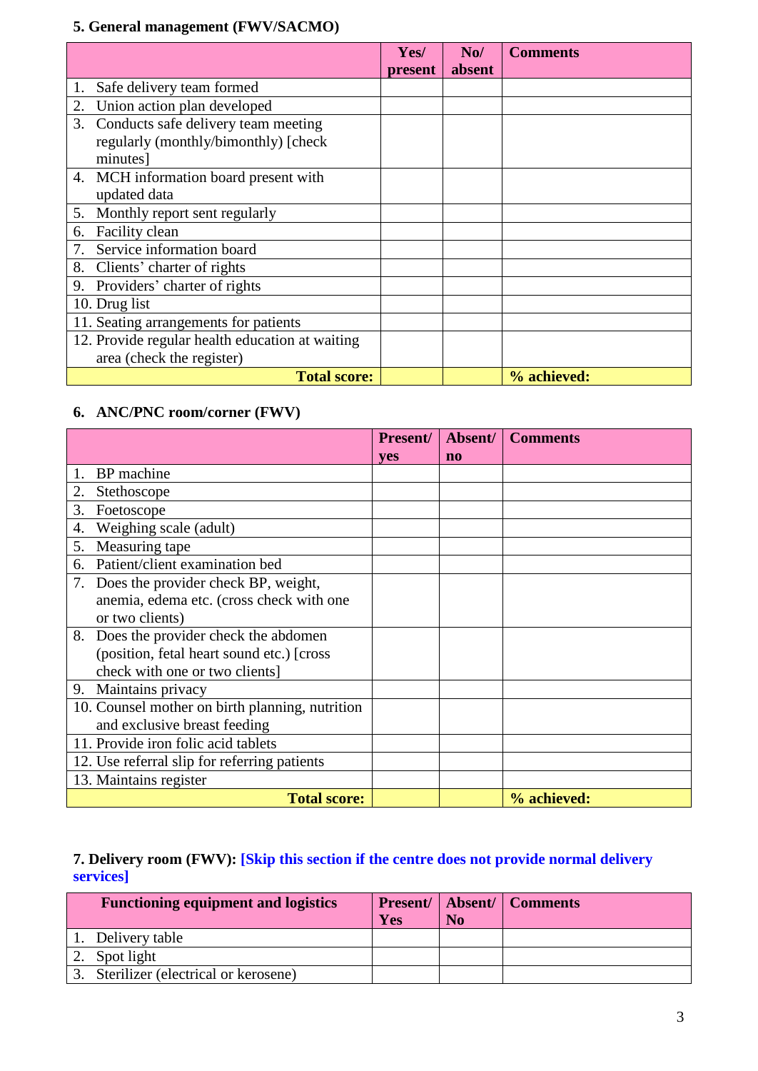### 5. General management (FWV/SACMO)

| | Yes/ present | No/ absent | Comments |
|---|---|---|---|
| 1. Safe delivery team formed | | | |
| 2. Union action plan developed | | | |
| 3. Conducts safe delivery team meeting regularly (monthly/bimonthly) [check minutes] | | | |
| 4. MCH information board present with updated data | | | |
| 5. Monthly report sent regularly | | | |
| 6. Facility clean | | | |
| 7. Service information board | | | |
| 8. Clients' charter of rights | | | |
| 9. Providers' charter of rights | | | |
| 10. Drug list | | | |
| 11. Seating arrangements for patients | | | |
| 12. Provide regular health education at waiting area (check the register) | | | |
| **Total score:** | | | **% achieved:** |

### 6. ANC/PNC room/corner (FWV)

| | Present/ yes | Absent/ no | Comments |
|---|---|---|---|
| 1. BP machine | | | |
| 2. Stethoscope | | | |
| 3. Foetoscope | | | |
| 4. Weighing scale (adult) | | | |
| 5. Measuring tape | | | |
| 6. Patient/client examination bed | | | |
| 7. Does the provider check BP, weight, anemia, edema etc. (cross check with one or two clients) | | | |
| 8. Does the provider check the abdomen (position, fetal heart sound etc.) [cross check with one or two clients] | | | |
| 9. Maintains privacy | | | |
| 10. Counsel mother on birth planning, nutrition and exclusive breast feeding | | | |
| 11. Provide iron folic acid tablets | | | |
| 12. Use referral slip for referring patients | | | |
| 13. Maintains register | | | |
| **Total score:** | | | **% achieved:** |

### 7. Delivery room (FWV): **[Skip this section if the centre does not provide normal delivery services]**

| Functioning equipment and logistics | Present/ Yes | Absent/ No | Comments |
|---|---|---|---|
| 1. Delivery table | | | |
| 2. Spot light | | | |
| 3. Sterilizer (electrical or kerosene) | | | |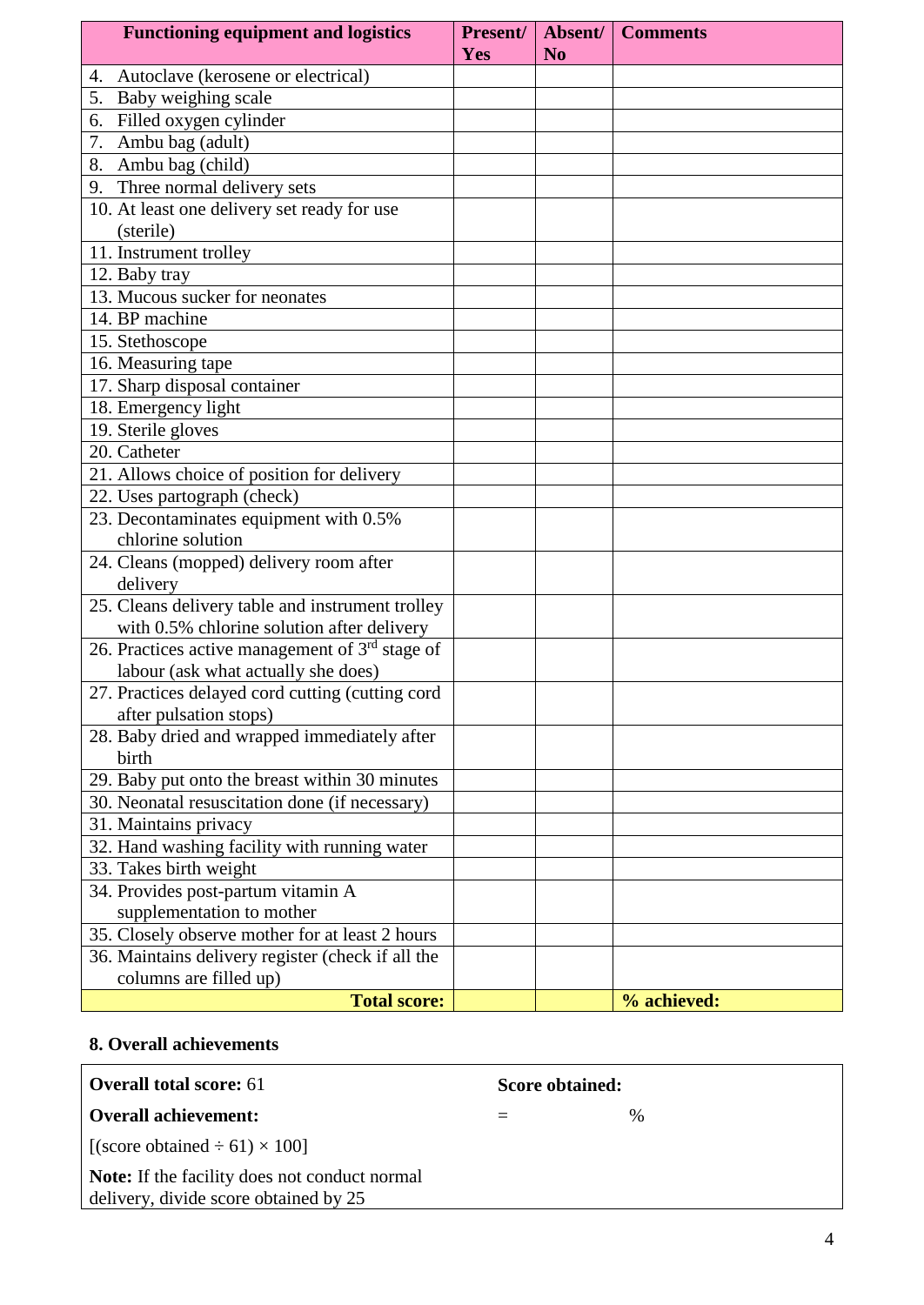| Functioning equipment and logistics | Present/ Yes | Absent/ No | Comments |
|---|---|---|---|
| 4. Autoclave (kerosene or electrical) | | | |
| 5. Baby weighing scale | | | |
| 6. Filled oxygen cylinder | | | |
| 7. Ambu bag (adult) | | | |
| 8. Ambu bag (child) | | | |
| 9. Three normal delivery sets | | | |
| 10. At least one delivery set ready for use (sterile) | | | |
| 11. Instrument trolley | | | |
| 12. Baby tray | | | |
| 13. Mucous sucker for neonates | | | |
| 14. BP machine | | | |
| 15. Stethoscope | | | |
| 16. Measuring tape | | | |
| 17. Sharp disposal container | | | |
| 18. Emergency light | | | |
| 19. Sterile gloves | | | |
| 20. Catheter | | | |
| 21. Allows choice of position for delivery | | | |
| 22. Uses partograph (check) | | | |
| 23. Decontaminates equipment with 0.5% chlorine solution | | | |
| 24. Cleans (mopped) delivery room after delivery | | | |
| 25. Cleans delivery table and instrument trolley with 0.5% chlorine solution after delivery | | | |
| 26. Practices active management of 3rd stage of labour (ask what actually she does) | | | |
| 27. Practices delayed cord cutting (cutting cord after pulsation stops) | | | |
| 28. Baby dried and wrapped immediately after birth | | | |
| 29. Baby put onto the breast within 30 minutes | | | |
| 30. Neonatal resuscitation done (if necessary) | | | |
| 31. Maintains privacy | | | |
| 32. Hand washing facility with running water | | | |
| 33. Takes birth weight | | | |
| 34. Provides post-partum vitamin A supplementation to mother | | | |
| 35. Closely observe mother for at least 2 hours | | | |
| 36. Maintains delivery register (check if all the columns are filled up) | | | |
| **Total score:** | | | **% achieved:** |

### 8. Overall achievements

| | |
|---|---|
| **Overall total score:** 61 | **Score obtained:** |
| **Overall achievement:** | = % |
| [(score obtained ÷ 61) × 100] | |
| **Note:** If the facility does not conduct normal delivery, divide score obtained by 25 | |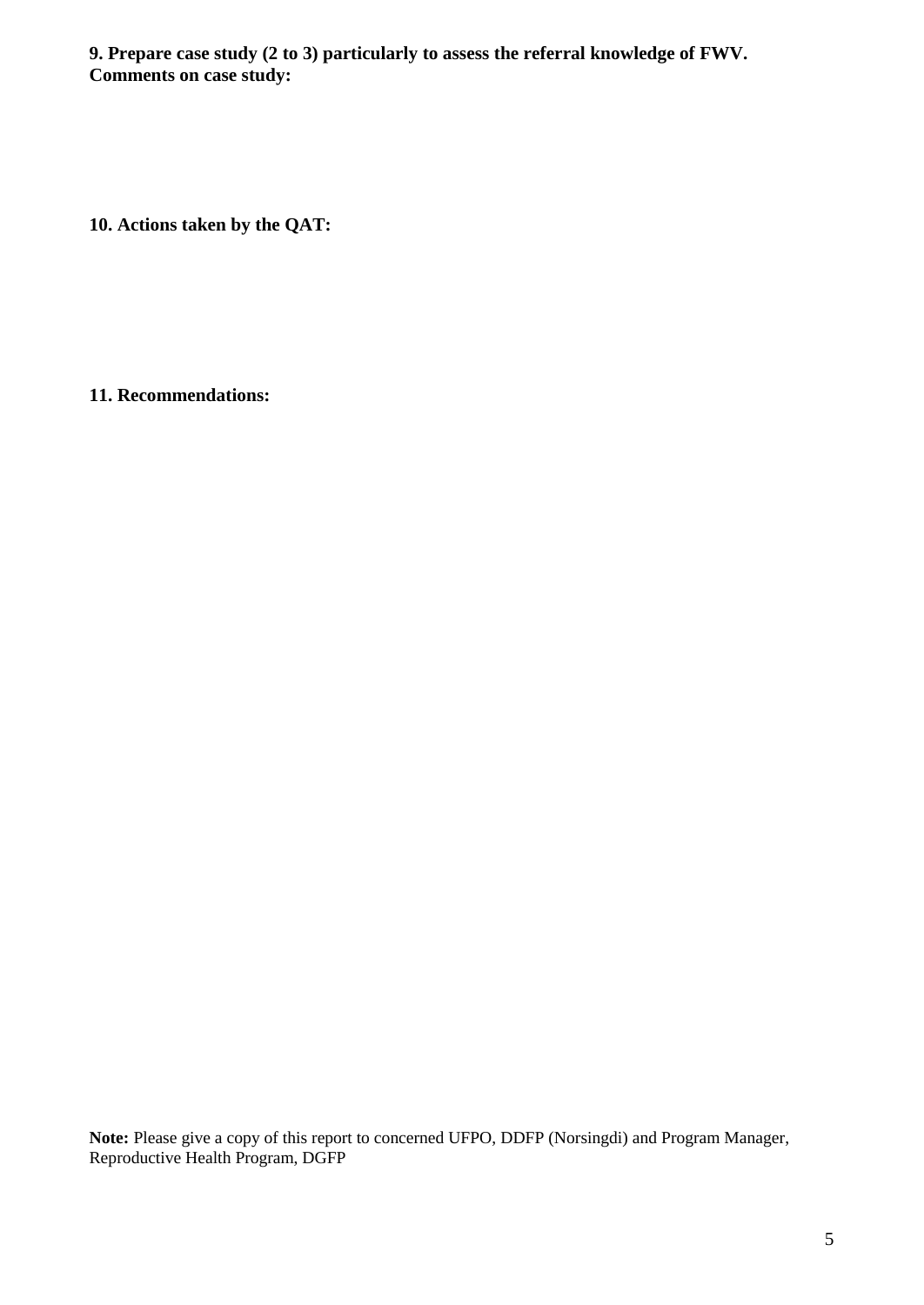**9. Prepare case study (2 to 3) particularly to assess the referral knowledge of FWV.**
**Comments on case study:**

**10. Actions taken by the QAT:**

**11. Recommendations:**

**Note:** Please give a copy of this report to concerned UFPO, DDFP (Norsingdi) and Program Manager, Reproductive Health Program, DGFP